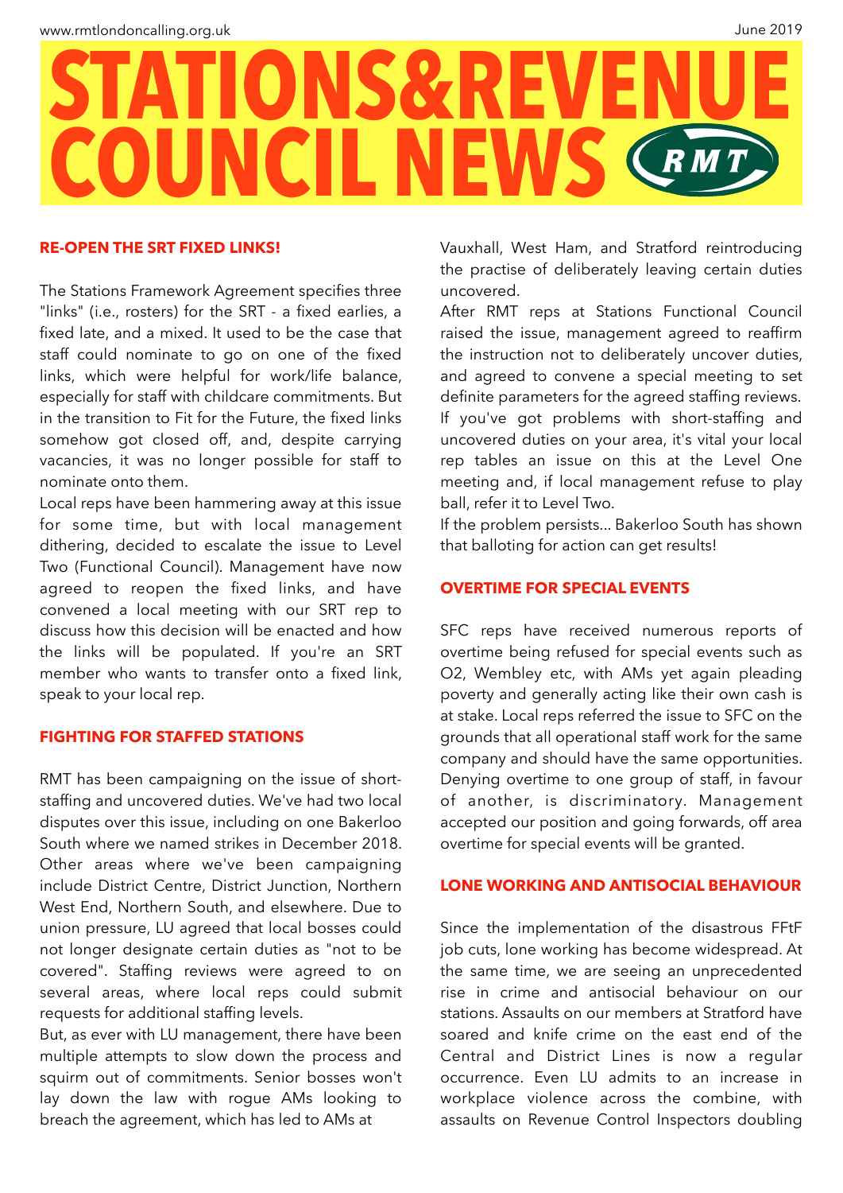# STATIONS&REVENUE COUNCIL NEWS

## RE-OPEN THE SRT FIXED LINKS!

The Stations Framework Agreement specifies three "links" (i.e., rosters) for the SRT - a fixed earlies, a fixed late, and a mixed. It used to be the case that staff could nominate to go on one of the fixed links, which were helpful for work/life balance, especially for staff with childcare commitments. But in the transition to Fit for the Future, the fixed links somehow got closed off, and, despite carrying vacancies, it was no longer possible for staff to nominate onto them.

Local reps have been hammering away at this issue for some time, but with local management dithering, decided to escalate the issue to Level Two (Functional Council). Management have now agreed to reopen the fixed links, and have convened a local meeting with our SRT rep to discuss how this decision will be enacted and how the links will be populated. If you're an SRT member who wants to transfer onto a fixed link, speak to your local rep.

## FIGHTING FOR STAFFED STATIONS

RMT has been campaigning on the issue of short-staffing and uncovered duties. We've had two local disputes over this issue, including on one Bakerloo South where we named strikes in December 2018. Other areas where we've been campaigning include District Centre, District Junction, Northern West End, Northern South, and elsewhere. Due to union pressure, LU agreed that local bosses could not longer designate certain duties as "not to be covered". Staffing reviews were agreed to on several areas, where local reps could submit requests for additional staffing levels.

But, as ever with LU management, there have been multiple attempts to slow down the process and squirm out of commitments. Senior bosses won't lay down the law with rogue AMs looking to breach the agreement, which has led to AMs at Vauxhall, West Ham, and Stratford reintroducing the practise of deliberately leaving certain duties uncovered.

After RMT reps at Stations Functional Council raised the issue, management agreed to reaffirm the instruction not to deliberately uncover duties, and agreed to convene a special meeting to set definite parameters for the agreed staffing reviews. If you've got problems with short-staffing and uncovered duties on your area, it's vital your local rep tables an issue on this at the Level One meeting and, if local management refuse to play ball, refer it to Level Two.

If the problem persists... Bakerloo South has shown that balloting for action can get results!

## OVERTIME FOR SPECIAL EVENTS

SFC reps have received numerous reports of overtime being refused for special events such as O2, Wembley etc, with AMs yet again pleading poverty and generally acting like their own cash is at stake. Local reps referred the issue to SFC on the grounds that all operational staff work for the same company and should have the same opportunities. Denying overtime to one group of staff, in favour of another, is discriminatory. Management accepted our position and going forwards, off area overtime for special events will be granted.

## LONE WORKING AND ANTISOCIAL BEHAVIOUR

Since the implementation of the disastrous FFtF job cuts, lone working has become widespread. At the same time, we are seeing an unprecedented rise in crime and antisocial behaviour on our stations. Assaults on our members at Stratford have soared and knife crime on the east end of the Central and District Lines is now a regular occurrence. Even LU admits to an increase in workplace violence across the combine, with assaults on Revenue Control Inspectors doubling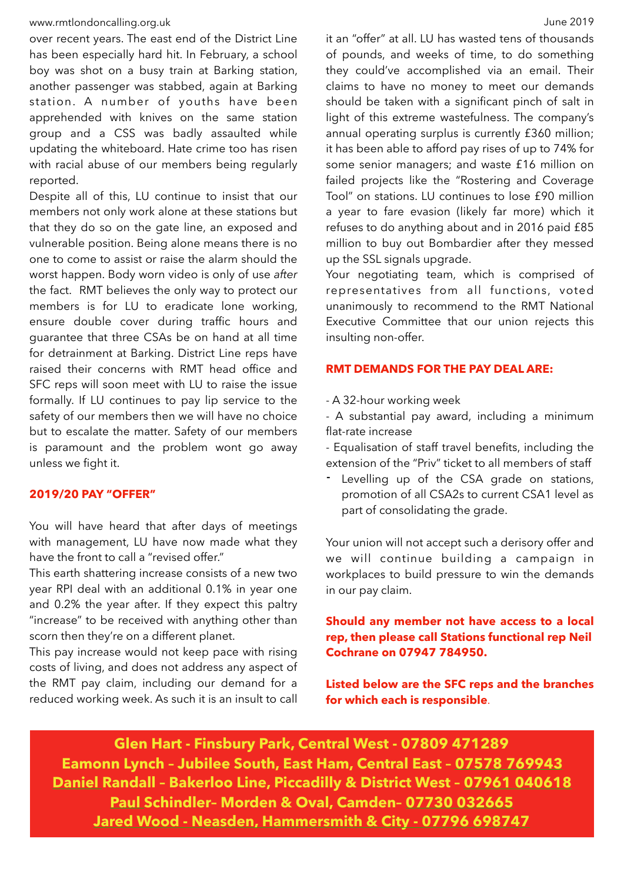over recent years. The east end of the District Line has been especially hard hit. In February, a school boy was shot on a busy train at Barking station, another passenger was stabbed, again at Barking station. A number of youths have been apprehended with knives on the same station group and a CSS was badly assaulted while updating the whiteboard. Hate crime too has risen with racial abuse of our members being regularly reported.

Despite all of this, LU continue to insist that our members not only work alone at these stations but that they do so on the gate line, an exposed and vulnerable position. Being alone means there is no one to come to assist or raise the alarm should the worst happen. Body worn video is only of use *after* the fact. RMT believes the only way to protect our members is for LU to eradicate lone working, ensure double cover during traffic hours and guarantee that three CSAs be on hand at all time for detrainment at Barking. District Line reps have raised their concerns with RMT head office and SFC reps will soon meet with LU to raise the issue formally. If LU continues to pay lip service to the safety of our members then we will have no choice but to escalate the matter. Safety of our members is paramount and the problem wont go away unless we fight it.

## 2019/20 PAY "OFFER"

You will have heard that after days of meetings with management, LU have now made what they have the front to call a "revised offer."

This earth shattering increase consists of a new two year RPI deal with an additional 0.1% in year one and 0.2% the year after. If they expect this paltry "increase" to be received with anything other than scorn then they're on a different planet.

This pay increase would not keep pace with rising costs of living, and does not address any aspect of the RMT pay claim, including our demand for a reduced working week. As such it is an insult to call it an "offer" at all. LU has wasted tens of thousands of pounds, and weeks of time, to do something they could've accomplished via an email. Their claims to have no money to meet our demands should be taken with a significant pinch of salt in light of this extreme wastefulness. The company's annual operating surplus is currently £360 million; it has been able to afford pay rises of up to 74% for some senior managers; and waste £16 million on failed projects like the "Rostering and Coverage Tool" on stations. LU continues to lose £90 million a year to fare evasion (likely far more) which it refuses to do anything about and in 2016 paid £85 million to buy out Bombardier after they messed up the SSL signals upgrade.

Your negotiating team, which is comprised of representatives from all functions, voted unanimously to recommend to the RMT National Executive Committee that our union rejects this insulting non-offer.

## RMT DEMANDS FOR THE PAY DEAL ARE:

- A 32-hour working week
- A substantial pay award, including a minimum flat-rate increase
- Equalisation of staff travel benefits, including the extension of the "Priv" ticket to all members of staff
- Levelling up of the CSA grade on stations, promotion of all CSA2s to current CSA1 level as part of consolidating the grade.

Your union will not accept such a derisory offer and we will continue building a campaign in workplaces to build pressure to win the demands in our pay claim.

**Should any member not have access to a local rep, then please call Stations functional rep Neil Cochrane on 07947 784950.**

**Listed below are the SFC reps and the branches for which each is responsible.**

**Glen Hart - Finsbury Park, Central West - 07809 471289**
**Eamonn Lynch – Jubilee South, East Ham, Central East – 07578 769943**
**Daniel Randall – Bakerloo Line, Piccadilly & District West – 07961 040618**
**Paul Schindler– Morden & Oval, Camden– 07730 032665**
**Jared Wood - Neasden, Hammersmith & City - 07796 698747**